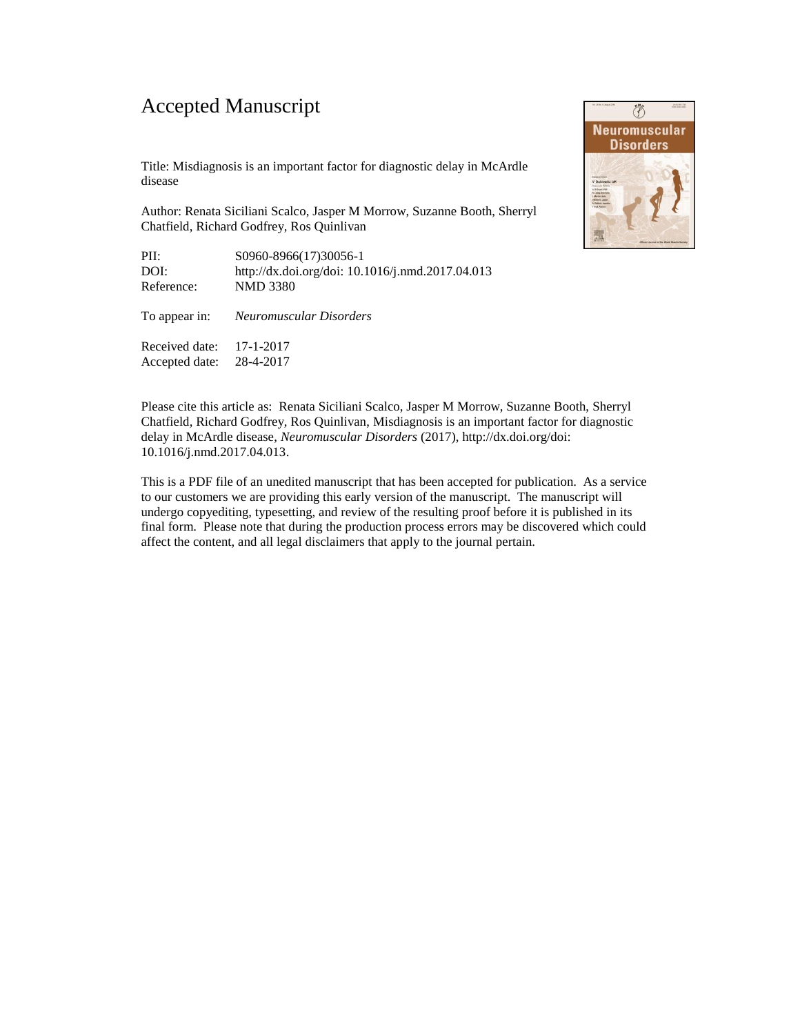# Accepted Manuscript

Title: Misdiagnosis is an important factor for diagnostic delay in McArdle disease

Author: Renata Siciliani Scalco, Jasper M Morrow, Suzanne Booth, Sherryl Chatfield, Richard Godfrey, Ros Quinlivan

PII: S0960-8966(17)30056-1
DOI: http://dx.doi.org/doi: 10.1016/j.nmd.2017.04.013
Reference: NMD 3380

To appear in: *Neuromuscular Disorders*

Received date: 17-1-2017
Accepted date: 28-4-2017

Please cite this article as: Renata Siciliani Scalco, Jasper M Morrow, Suzanne Booth, Sherryl Chatfield, Richard Godfrey, Ros Quinlivan, Misdiagnosis is an important factor for diagnostic delay in McArdle disease, *Neuromuscular Disorders* (2017), http://dx.doi.org/doi: 10.1016/j.nmd.2017.04.013.

This is a PDF file of an unedited manuscript that has been accepted for publication. As a service to our customers we are providing this early version of the manuscript. The manuscript will undergo copyediting, typesetting, and review of the resulting proof before it is published in its final form. Please note that during the production process errors may be discovered which could affect the content, and all legal disclaimers that apply to the journal pertain.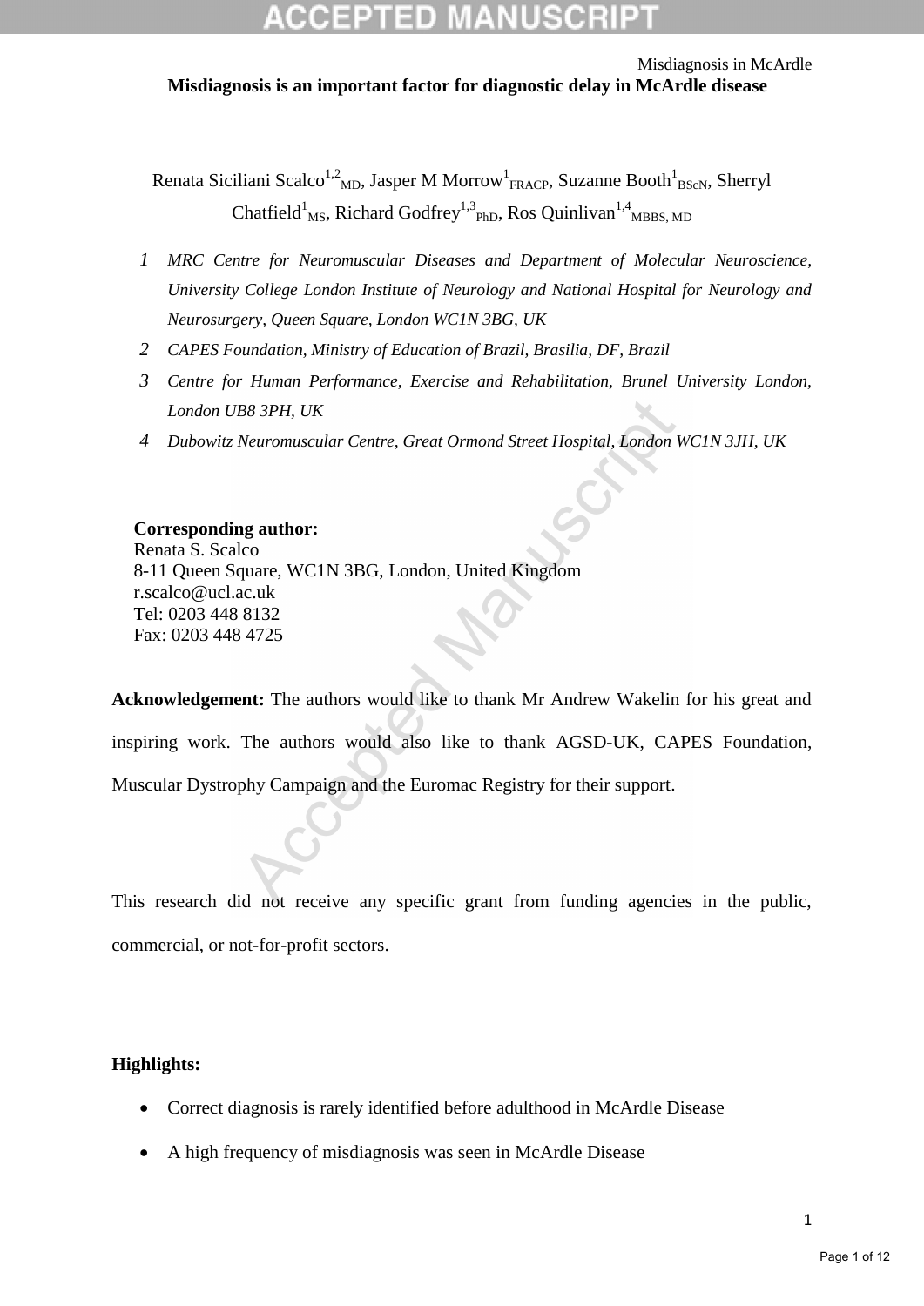# Misdiagnosis is an important factor for diagnostic delay in McArdle disease

Renata Siciliani Scalco[1,2]MD, Jasper M Morrow[1]FRACP, Suzanne Booth[1]BScN, Sherryl Chatfield[1]MS, Richard Godfrey[1,3]PhD, Ros Quinlivan[1,4]MBBS, MD

1. *MRC Centre for Neuromuscular Diseases and Department of Molecular Neuroscience, University College London Institute of Neurology and National Hospital for Neurology and Neurosurgery, Queen Square, London WC1N 3BG, UK*
2. *CAPES Foundation, Ministry of Education of Brazil, Brasilia, DF, Brazil*
3. *Centre for Human Performance, Exercise and Rehabilitation, Brunel University London, London UB8 3PH, UK*
4. *Dubowitz Neuromuscular Centre, Great Ormond Street Hospital, London WC1N 3JH, UK*

**Corresponding author:**
Renata S. Scalco
8-11 Queen Square, WC1N 3BG, London, United Kingdom
r.scalco@ucl.ac.uk
Tel: 0203 448 8132
Fax: 0203 448 4725

**Acknowledgement:** The authors would like to thank Mr Andrew Wakelin for his great and inspiring work. The authors would also like to thank AGSD-UK, CAPES Foundation, Muscular Dystrophy Campaign and the Euromac Registry for their support.

This research did not receive any specific grant from funding agencies in the public, commercial, or not-for-profit sectors.

**Highlights:**

- Correct diagnosis is rarely identified before adulthood in McArdle Disease
- A high frequency of misdiagnosis was seen in McArdle Disease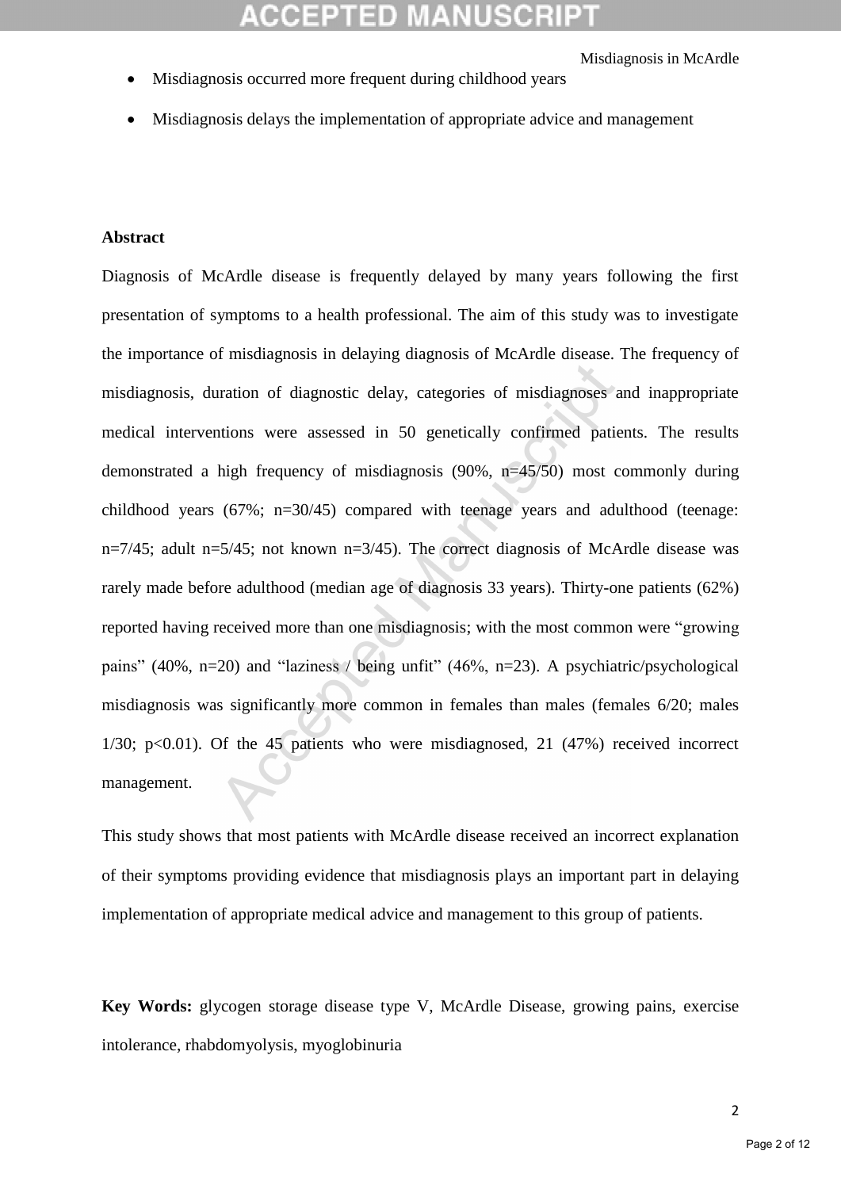- Misdiagnosis occurred more frequent during childhood years
- Misdiagnosis delays the implementation of appropriate advice and management

**Abstract**

Diagnosis of McArdle disease is frequently delayed by many years following the first presentation of symptoms to a health professional. The aim of this study was to investigate the importance of misdiagnosis in delaying diagnosis of McArdle disease. The frequency of misdiagnosis, duration of diagnostic delay, categories of misdiagnoses and inappropriate medical interventions were assessed in 50 genetically confirmed patients. The results demonstrated a high frequency of misdiagnosis (90%, n=45/50) most commonly during childhood years (67%; n=30/45) compared with teenage years and adulthood (teenage: n=7/45; adult n=5/45; not known n=3/45). The correct diagnosis of McArdle disease was rarely made before adulthood (median age of diagnosis 33 years). Thirty-one patients (62%) reported having received more than one misdiagnosis; with the most common were "growing pains" (40%, n=20) and "laziness / being unfit" (46%, n=23). A psychiatric/psychological misdiagnosis was significantly more common in females than males (females 6/20; males 1/30; $p<0.01$). Of the 45 patients who were misdiagnosed, 21 (47%) received incorrect management.

This study shows that most patients with McArdle disease received an incorrect explanation of their symptoms providing evidence that misdiagnosis plays an important part in delaying implementation of appropriate medical advice and management to this group of patients.

**Key Words:** glycogen storage disease type V, McArdle Disease, growing pains, exercise intolerance, rhabdomyolysis, myoglobinuria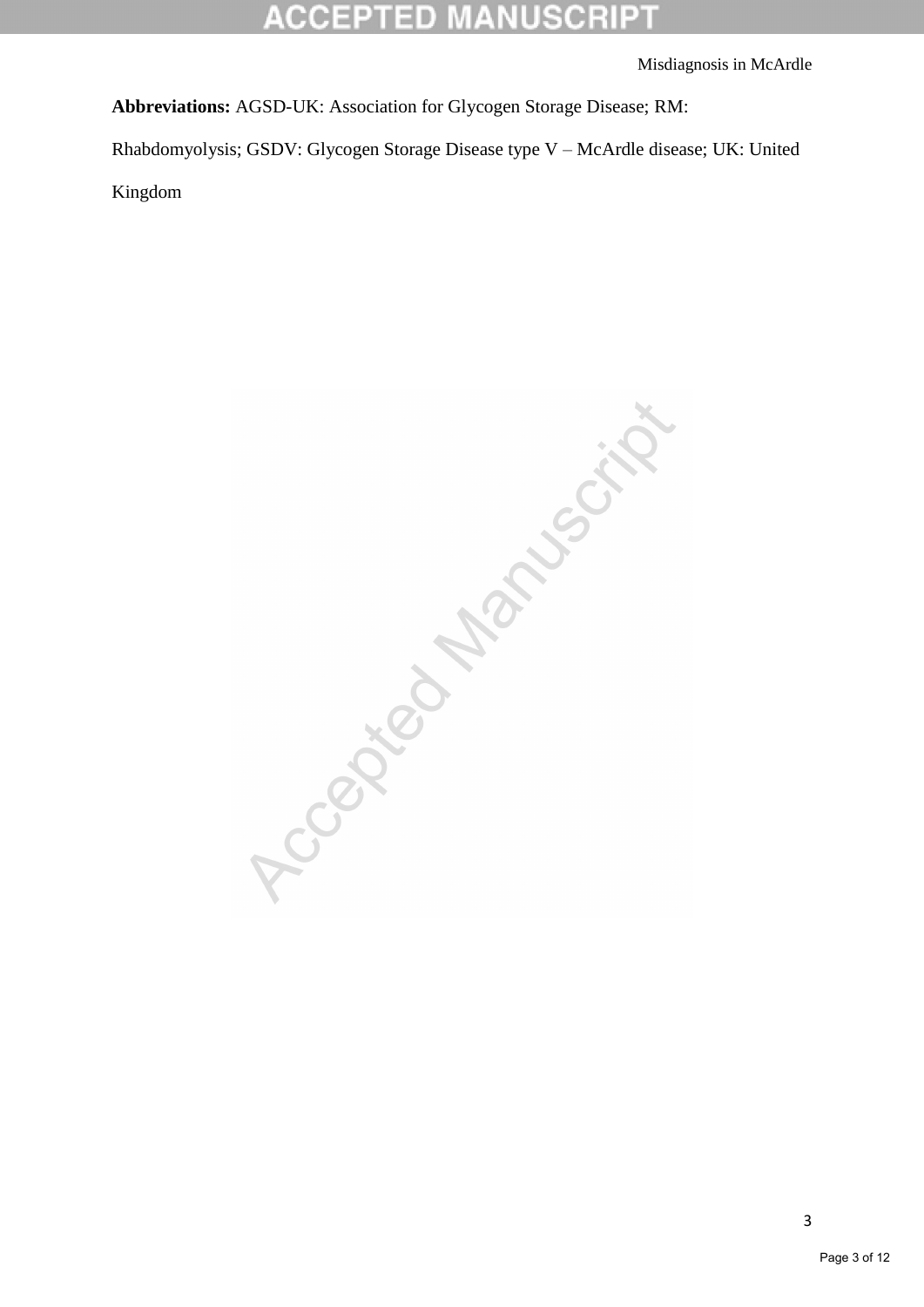**Abbreviations:** AGSD-UK: Association for Glycogen Storage Disease; RM: Rhabdomyolysis; GSDV: Glycogen Storage Disease type V – McArdle disease; UK: United Kingdom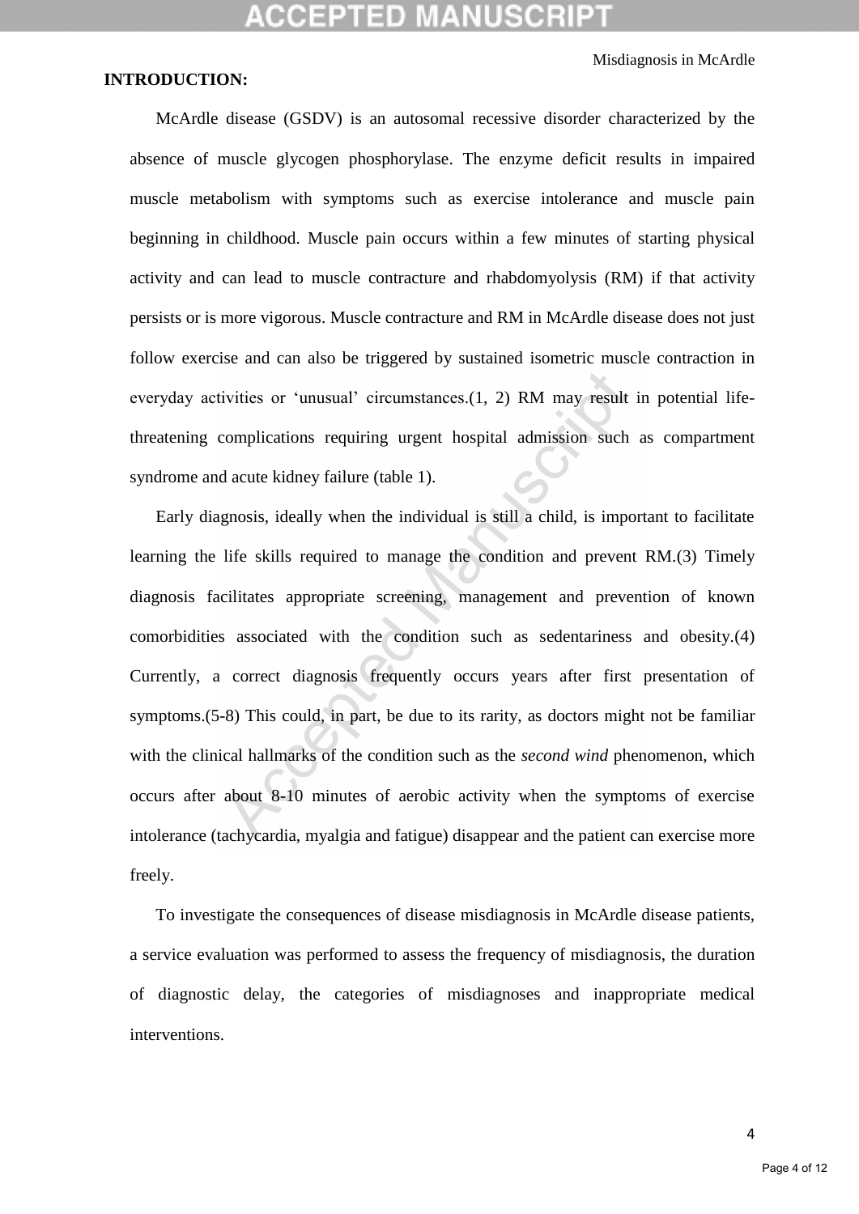## INTRODUCTION:

McArdle disease (GSDV) is an autosomal recessive disorder characterized by the absence of muscle glycogen phosphorylase. The enzyme deficit results in impaired muscle metabolism with symptoms such as exercise intolerance and muscle pain beginning in childhood. Muscle pain occurs within a few minutes of starting physical activity and can lead to muscle contracture and rhabdomyolysis (RM) if that activity persists or is more vigorous. Muscle contracture and RM in McArdle disease does not just follow exercise and can also be triggered by sustained isometric muscle contraction in everyday activities or 'unusual' circumstances.(1, 2) RM may result in potential life-threatening complications requiring urgent hospital admission such as compartment syndrome and acute kidney failure (table 1).

Early diagnosis, ideally when the individual is still a child, is important to facilitate learning the life skills required to manage the condition and prevent RM.(3) Timely diagnosis facilitates appropriate screening, management and prevention of known comorbidities associated with the condition such as sedentariness and obesity.(4) Currently, a correct diagnosis frequently occurs years after first presentation of symptoms.(5-8) This could, in part, be due to its rarity, as doctors might not be familiar with the clinical hallmarks of the condition such as the *second wind* phenomenon, which occurs after about 8-10 minutes of aerobic activity when the symptoms of exercise intolerance (tachycardia, myalgia and fatigue) disappear and the patient can exercise more freely.

To investigate the consequences of disease misdiagnosis in McArdle disease patients, a service evaluation was performed to assess the frequency of misdiagnosis, the duration of diagnostic delay, the categories of misdiagnoses and inappropriate medical interventions.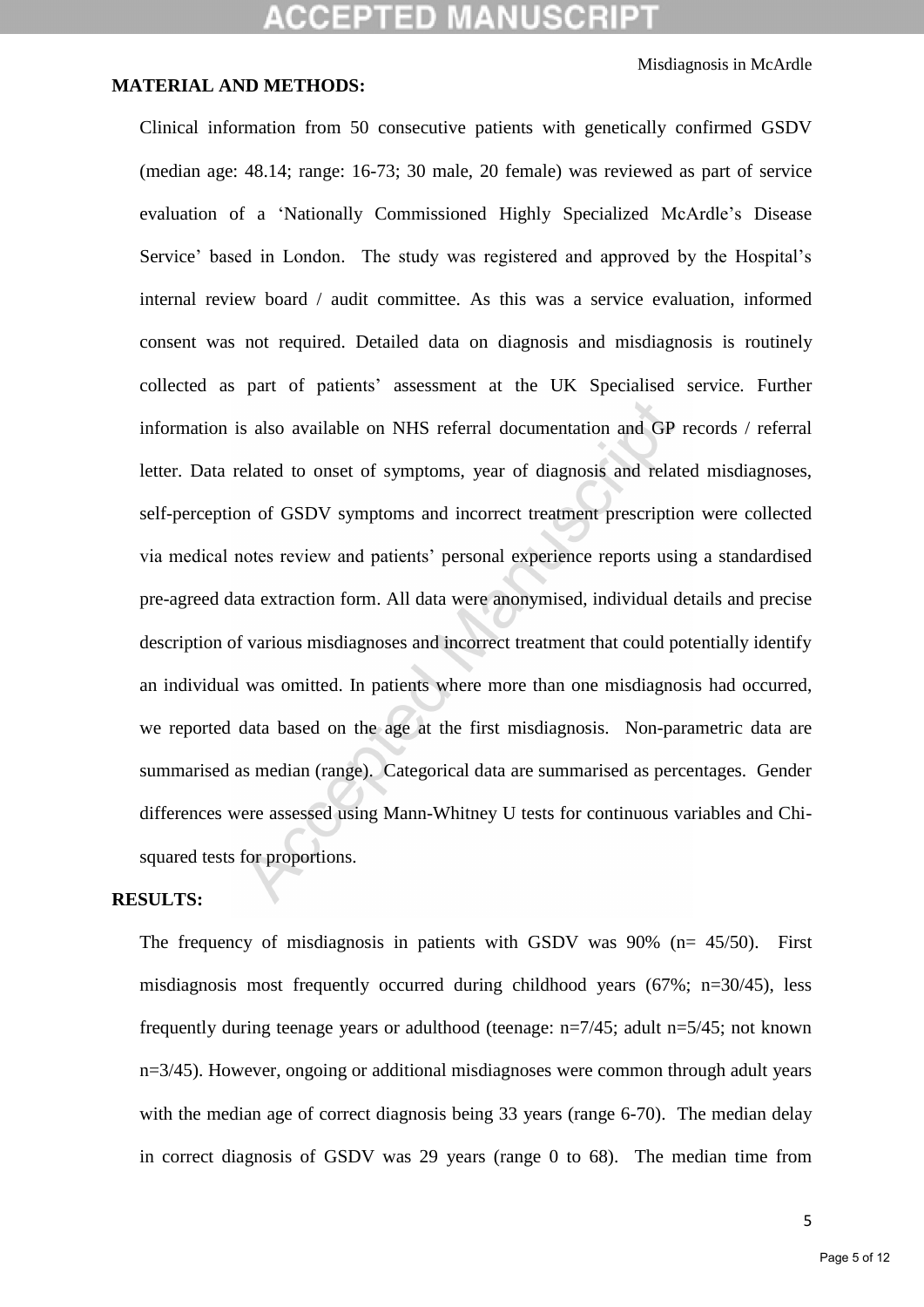## MATERIAL AND METHODS:

Clinical information from 50 consecutive patients with genetically confirmed GSDV (median age: 48.14; range: 16-73; 30 male, 20 female) was reviewed as part of service evaluation of a 'Nationally Commissioned Highly Specialized McArdle's Disease Service' based in London. The study was registered and approved by the Hospital's internal review board / audit committee. As this was a service evaluation, informed consent was not required. Detailed data on diagnosis and misdiagnosis is routinely collected as part of patients' assessment at the UK Specialised service. Further information is also available on NHS referral documentation and GP records / referral letter. Data related to onset of symptoms, year of diagnosis and related misdiagnoses, self-perception of GSDV symptoms and incorrect treatment prescription were collected via medical notes review and patients' personal experience reports using a standardised pre-agreed data extraction form. All data were anonymised, individual details and precise description of various misdiagnoses and incorrect treatment that could potentially identify an individual was omitted. In patients where more than one misdiagnosis had occurred, we reported data based on the age at the first misdiagnosis. Non-parametric data are summarised as median (range). Categorical data are summarised as percentages. Gender differences were assessed using Mann-Whitney U tests for continuous variables and Chi-squared tests for proportions.

## RESULTS:

The frequency of misdiagnosis in patients with GSDV was 90% (n= 45/50). First misdiagnosis most frequently occurred during childhood years (67%; n=30/45), less frequently during teenage years or adulthood (teenage: n=7/45; adult n=5/45; not known n=3/45). However, ongoing or additional misdiagnoses were common through adult years with the median age of correct diagnosis being 33 years (range 6-70). The median delay in correct diagnosis of GSDV was 29 years (range 0 to 68). The median time from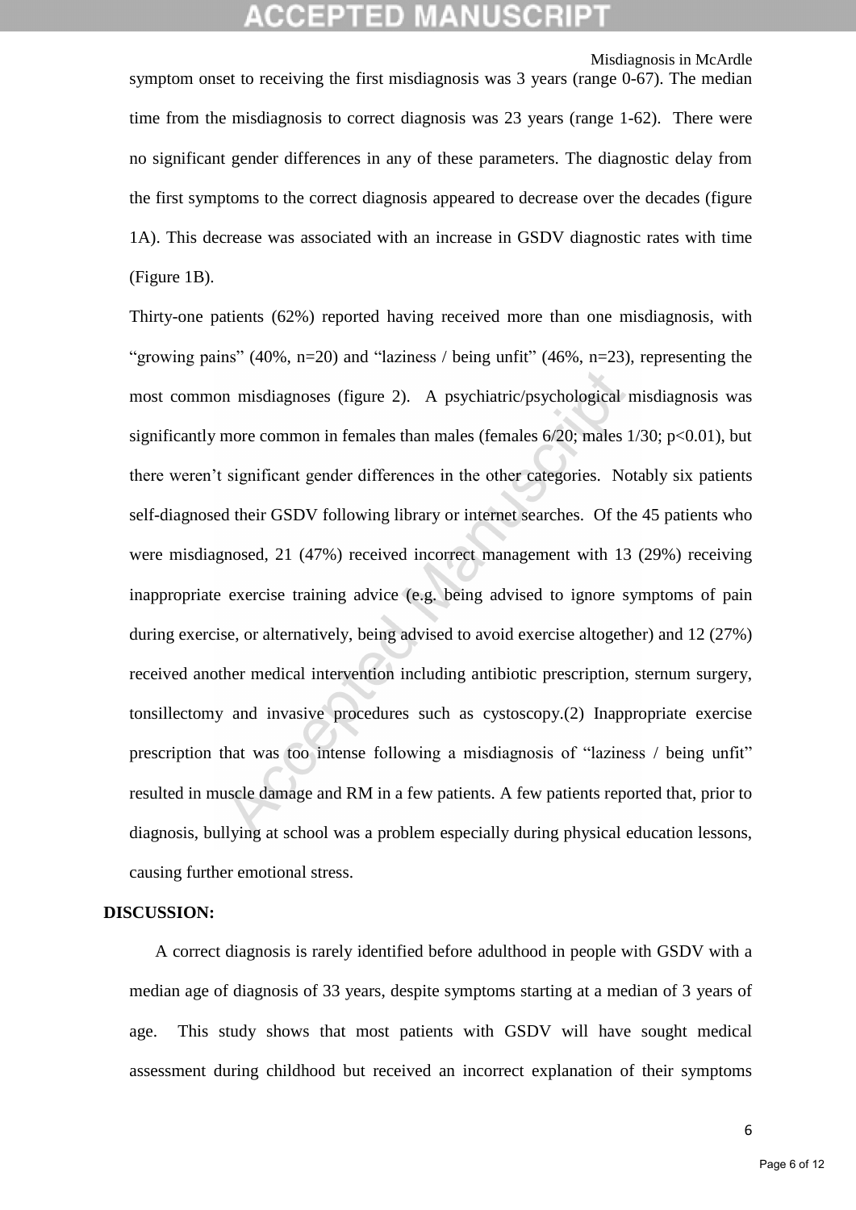symptom onset to receiving the first misdiagnosis was 3 years (range 0-67). The median time from the misdiagnosis to correct diagnosis was 23 years (range 1-62). There were no significant gender differences in any of these parameters. The diagnostic delay from the first symptoms to the correct diagnosis appeared to decrease over the decades (figure 1A). This decrease was associated with an increase in GSDV diagnostic rates with time (Figure 1B).

Thirty-one patients (62%) reported having received more than one misdiagnosis, with "growing pains" (40%, n=20) and "laziness / being unfit" (46%, n=23), representing the most common misdiagnoses (figure 2). A psychiatric/psychological misdiagnosis was significantly more common in females than males (females 6/20; males 1/30; $p<0.01$), but there weren't significant gender differences in the other categories. Notably six patients self-diagnosed their GSDV following library or internet searches. Of the 45 patients who were misdiagnosed, 21 (47%) received incorrect management with 13 (29%) receiving inappropriate exercise training advice (e.g. being advised to ignore symptoms of pain during exercise, or alternatively, being advised to avoid exercise altogether) and 12 (27%) received another medical intervention including antibiotic prescription, sternum surgery, tonsillectomy and invasive procedures such as cystoscopy.(2) Inappropriate exercise prescription that was too intense following a misdiagnosis of "laziness / being unfit" resulted in muscle damage and RM in a few patients. A few patients reported that, prior to diagnosis, bullying at school was a problem especially during physical education lessons, causing further emotional stress.

## DISCUSSION:

A correct diagnosis is rarely identified before adulthood in people with GSDV with a median age of diagnosis of 33 years, despite symptoms starting at a median of 3 years of age. This study shows that most patients with GSDV will have sought medical assessment during childhood but received an incorrect explanation of their symptoms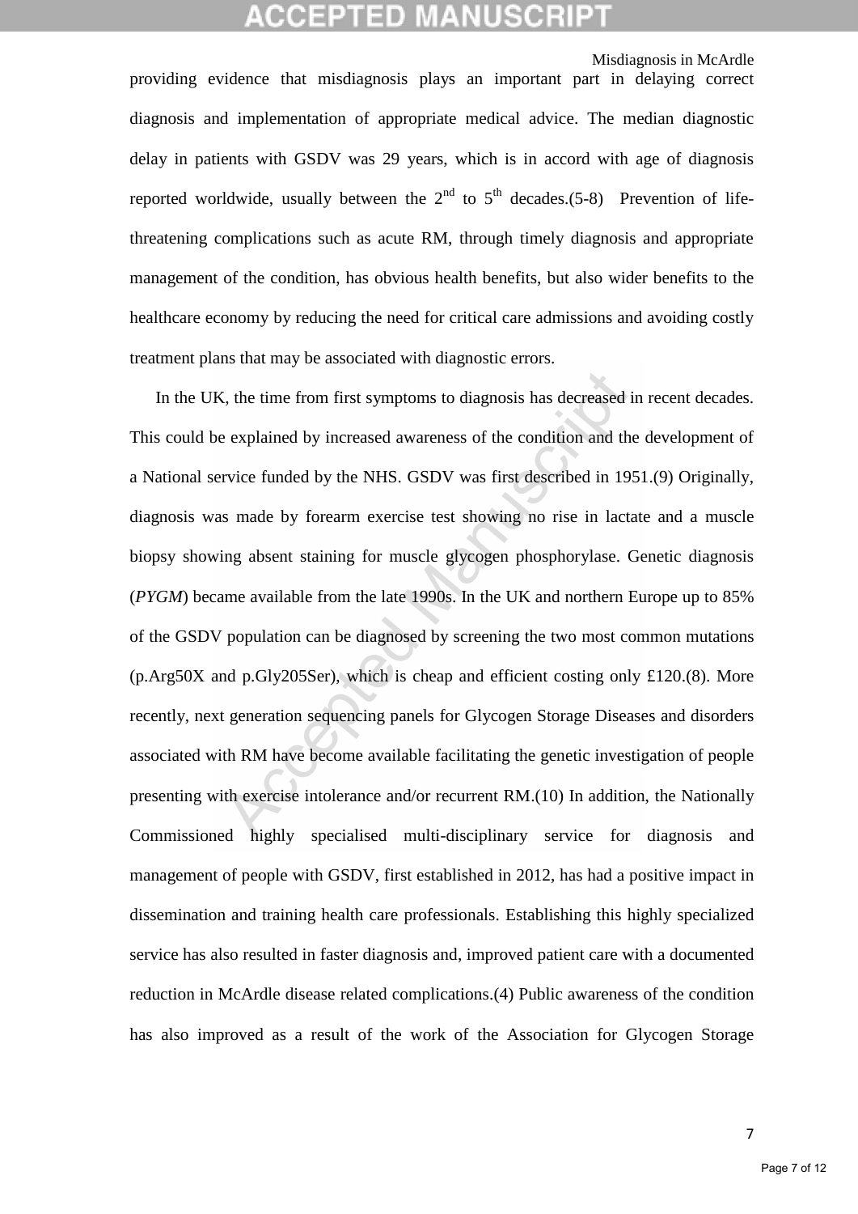providing evidence that misdiagnosis plays an important part in delaying correct diagnosis and implementation of appropriate medical advice. The median diagnostic delay in patients with GSDV was 29 years, which is in accord with age of diagnosis reported worldwide, usually between the 2nd to 5th decades.(5-8) Prevention of life-threatening complications such as acute RM, through timely diagnosis and appropriate management of the condition, has obvious health benefits, but also wider benefits to the healthcare economy by reducing the need for critical care admissions and avoiding costly treatment plans that may be associated with diagnostic errors.

In the UK, the time from first symptoms to diagnosis has decreased in recent decades. This could be explained by increased awareness of the condition and the development of a National service funded by the NHS. GSDV was first described in 1951.(9) Originally, diagnosis was made by forearm exercise test showing no rise in lactate and a muscle biopsy showing absent staining for muscle glycogen phosphorylase. Genetic diagnosis (*PYGM*) became available from the late 1990s. In the UK and northern Europe up to 85% of the GSDV population can be diagnosed by screening the two most common mutations (p.Arg50X and p.Gly205Ser), which is cheap and efficient costing only £120.(8). More recently, next generation sequencing panels for Glycogen Storage Diseases and disorders associated with RM have become available facilitating the genetic investigation of people presenting with exercise intolerance and/or recurrent RM.(10) In addition, the Nationally Commissioned highly specialised multi-disciplinary service for diagnosis and management of people with GSDV, first established in 2012, has had a positive impact in dissemination and training health care professionals. Establishing this highly specialized service has also resulted in faster diagnosis and, improved patient care with a documented reduction in McArdle disease related complications.(4) Public awareness of the condition has also improved as a result of the work of the Association for Glycogen Storage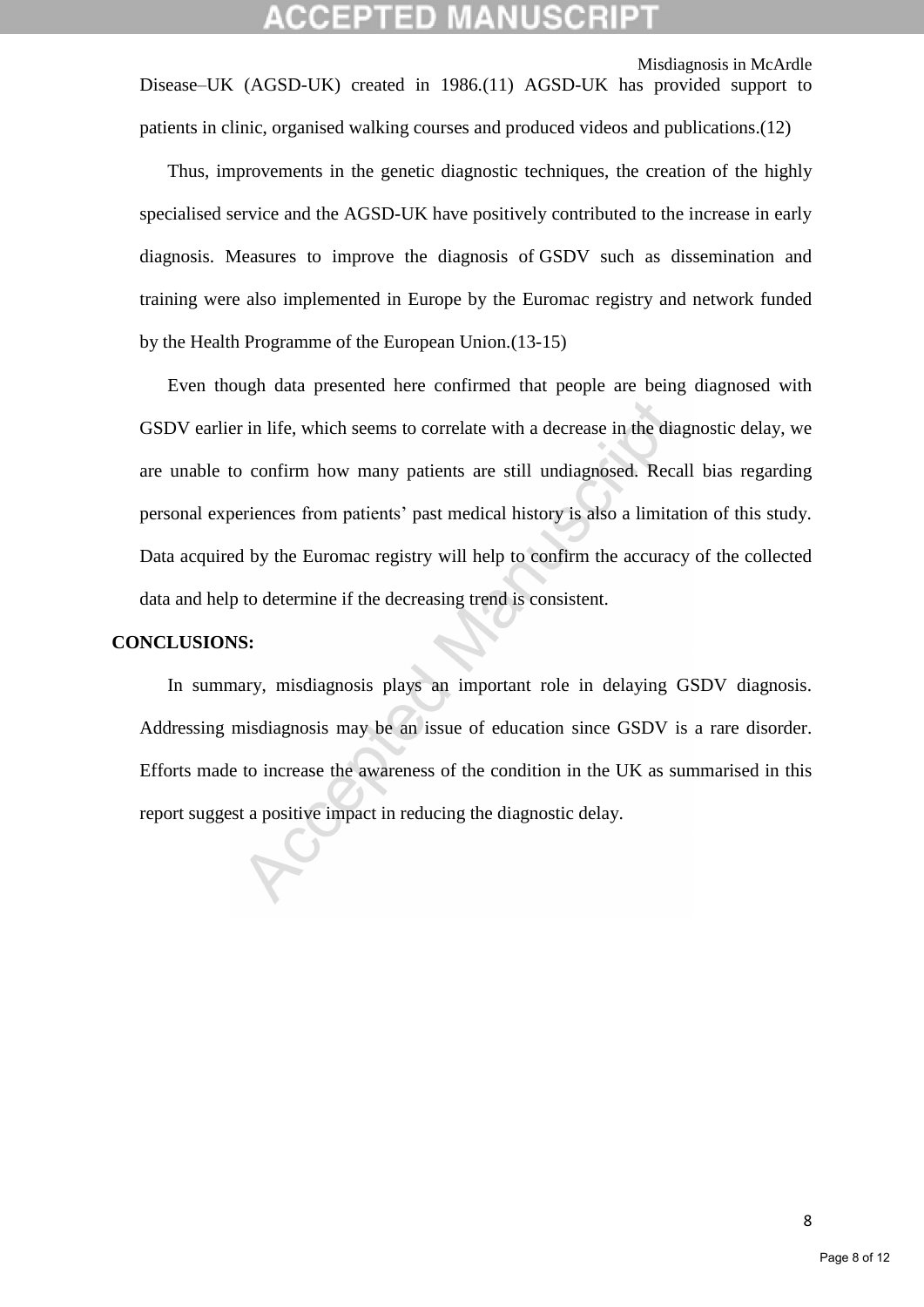Disease–UK (AGSD-UK) created in 1986.(11) AGSD-UK has provided support to patients in clinic, organised walking courses and produced videos and publications.(12)

Thus, improvements in the genetic diagnostic techniques, the creation of the highly specialised service and the AGSD-UK have positively contributed to the increase in early diagnosis. Measures to improve the diagnosis of GSDV such as dissemination and training were also implemented in Europe by the Euromac registry and network funded by the Health Programme of the European Union.(13-15)

Even though data presented here confirmed that people are being diagnosed with GSDV earlier in life, which seems to correlate with a decrease in the diagnostic delay, we are unable to confirm how many patients are still undiagnosed. Recall bias regarding personal experiences from patients' past medical history is also a limitation of this study. Data acquired by the Euromac registry will help to confirm the accuracy of the collected data and help to determine if the decreasing trend is consistent.

## CONCLUSIONS:

In summary, misdiagnosis plays an important role in delaying GSDV diagnosis. Addressing misdiagnosis may be an issue of education since GSDV is a rare disorder. Efforts made to increase the awareness of the condition in the UK as summarised in this report suggest a positive impact in reducing the diagnostic delay.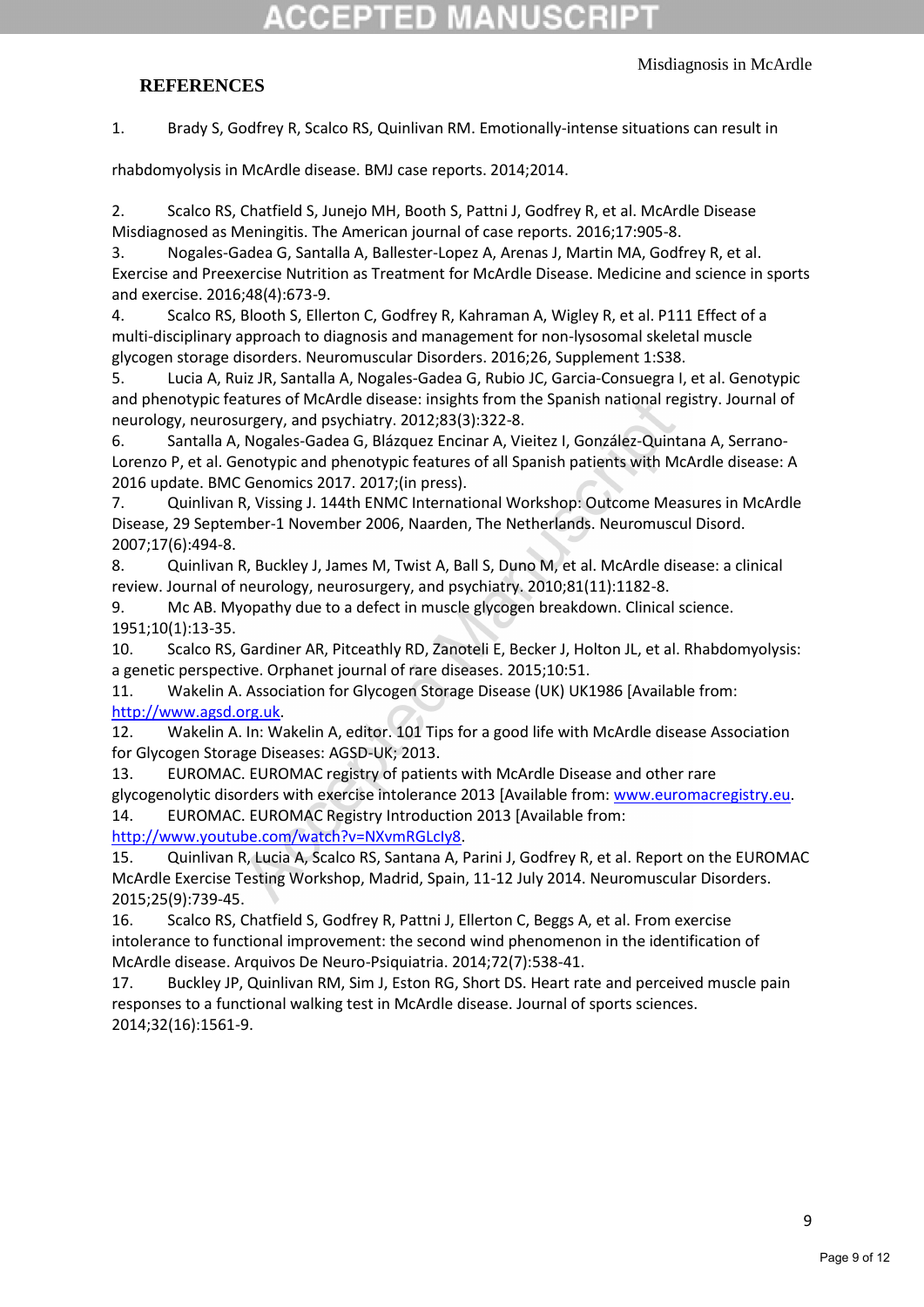## REFERENCES

1. Brady S, Godfrey R, Scalco RS, Quinlivan RM. Emotionally-intense situations can result in rhabdomyolysis in McArdle disease. BMJ case reports. 2014;2014.
2. Scalco RS, Chatfield S, Junejo MH, Booth S, Pattni J, Godfrey R, et al. McArdle Disease Misdiagnosed as Meningitis. The American journal of case reports. 2016;17:905-8.
3. Nogales-Gadea G, Santalla A, Ballester-Lopez A, Arenas J, Martin MA, Godfrey R, et al. Exercise and Preexercise Nutrition as Treatment for McArdle Disease. Medicine and science in sports and exercise. 2016;48(4):673-9.
4. Scalco RS, Blooth S, Ellerton C, Godfrey R, Kahraman A, Wigley R, et al. P111 Effect of a multi-disciplinary approach to diagnosis and management for non-lysosomal skeletal muscle glycogen storage disorders. Neuromuscular Disorders. 2016;26, Supplement 1:S38.
5. Lucia A, Ruiz JR, Santalla A, Nogales-Gadea G, Rubio JC, Garcia-Consuegra I, et al. Genotypic and phenotypic features of McArdle disease: insights from the Spanish national registry. Journal of neurology, neurosurgery, and psychiatry. 2012;83(3):322-8.
6. Santalla A, Nogales-Gadea G, Blázquez Encinar A, Vieitez I, González-Quintana A, Serrano-Lorenzo P, et al. Genotypic and phenotypic features of all Spanish patients with McArdle disease: A 2016 update. BMC Genomics 2017. 2017;(in press).
7. Quinlivan R, Vissing J. 144th ENMC International Workshop: Outcome Measures in McArdle Disease, 29 September-1 November 2006, Naarden, The Netherlands. Neuromuscul Disord. 2007;17(6):494-8.
8. Quinlivan R, Buckley J, James M, Twist A, Ball S, Duno M, et al. McArdle disease: a clinical review. Journal of neurology, neurosurgery, and psychiatry. 2010;81(11):1182-8.
9. Mc AB. Myopathy due to a defect in muscle glycogen breakdown. Clinical science. 1951;10(1):13-35.
10. Scalco RS, Gardiner AR, Pitceathly RD, Zanoteli E, Becker J, Holton JL, et al. Rhabdomyolysis: a genetic perspective. Orphanet journal of rare diseases. 2015;10:51.
11. Wakelin A. Association for Glycogen Storage Disease (UK) UK1986 [Available from: http://www.agsd.org.uk.
12. Wakelin A. In: Wakelin A, editor. 101 Tips for a good life with McArdle disease Association for Glycogen Storage Diseases: AGSD-UK; 2013.
13. EUROMAC. EUROMAC registry of patients with McArdle Disease and other rare glycogenolytic disorders with exercise intolerance 2013 [Available from: www.euromacregistry.eu.
14. EUROMAC. EUROMAC Registry Introduction 2013 [Available from: http://www.youtube.com/watch?v=NXvmRGLcIy8.
15. Quinlivan R, Lucia A, Scalco RS, Santana A, Parini J, Godfrey R, et al. Report on the EUROMAC McArdle Exercise Testing Workshop, Madrid, Spain, 11-12 July 2014. Neuromuscular Disorders. 2015;25(9):739-45.
16. Scalco RS, Chatfield S, Godfrey R, Pattni J, Ellerton C, Beggs A, et al. From exercise intolerance to functional improvement: the second wind phenomenon in the identification of McArdle disease. Arquivos De Neuro-Psiquiatria. 2014;72(7):538-41.
17. Buckley JP, Quinlivan RM, Sim J, Eston RG, Short DS. Heart rate and perceived muscle pain responses to a functional walking test in McArdle disease. Journal of sports sciences. 2014;32(16):1561-9.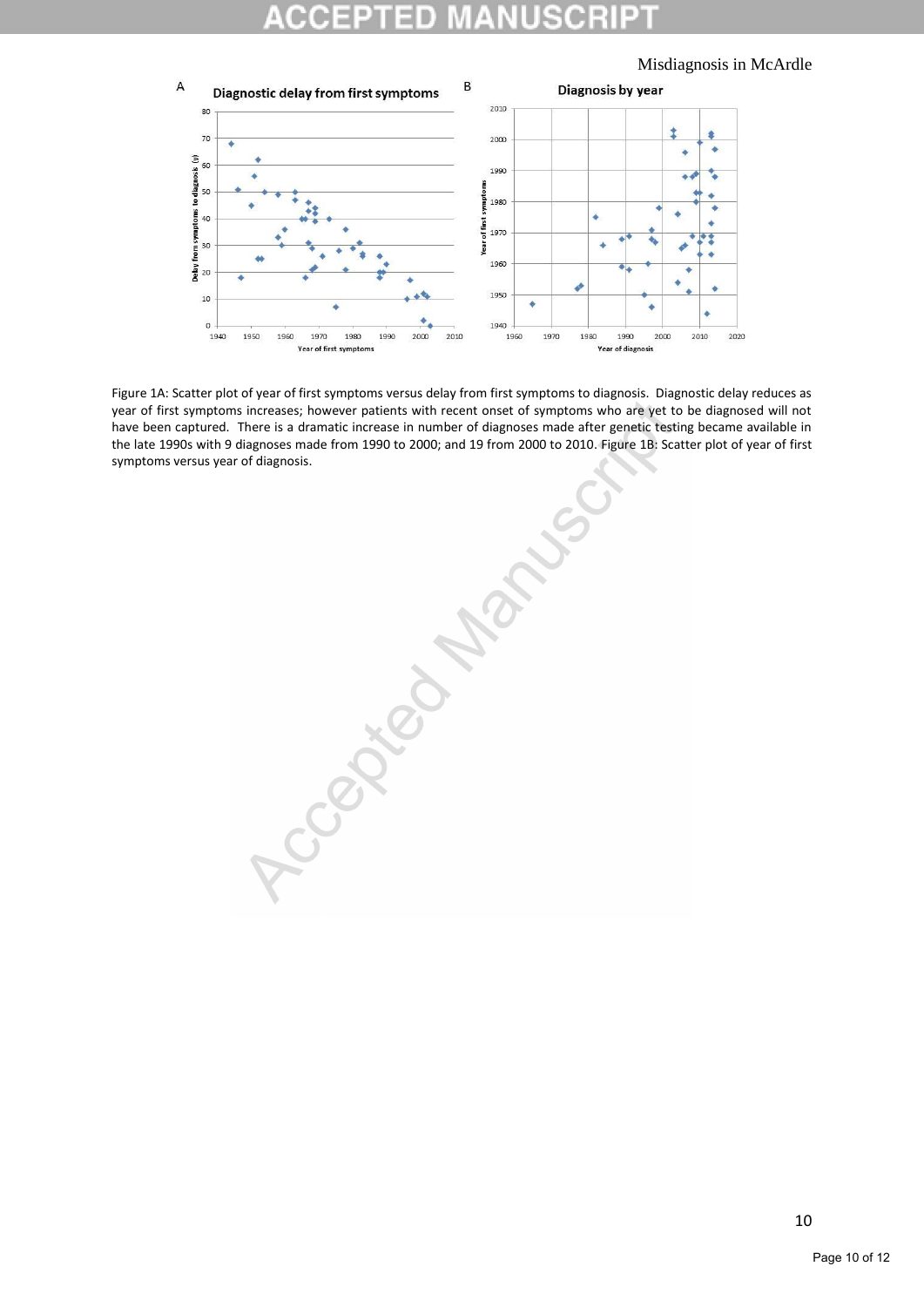Figure 1A: Scatter plot of year of first symptoms versus delay from first symptoms to diagnosis. Diagnostic delay reduces as year of first symptoms increases; however patients with recent onset of symptoms who are yet to be diagnosed will not have been captured. There is a dramatic increase in number of diagnoses made after genetic testing became available in the late 1990s with 9 diagnoses made from 1990 to 2000; and 19 from 2000 to 2010. Figure 1B: Scatter plot of year of first symptoms versus year of diagnosis.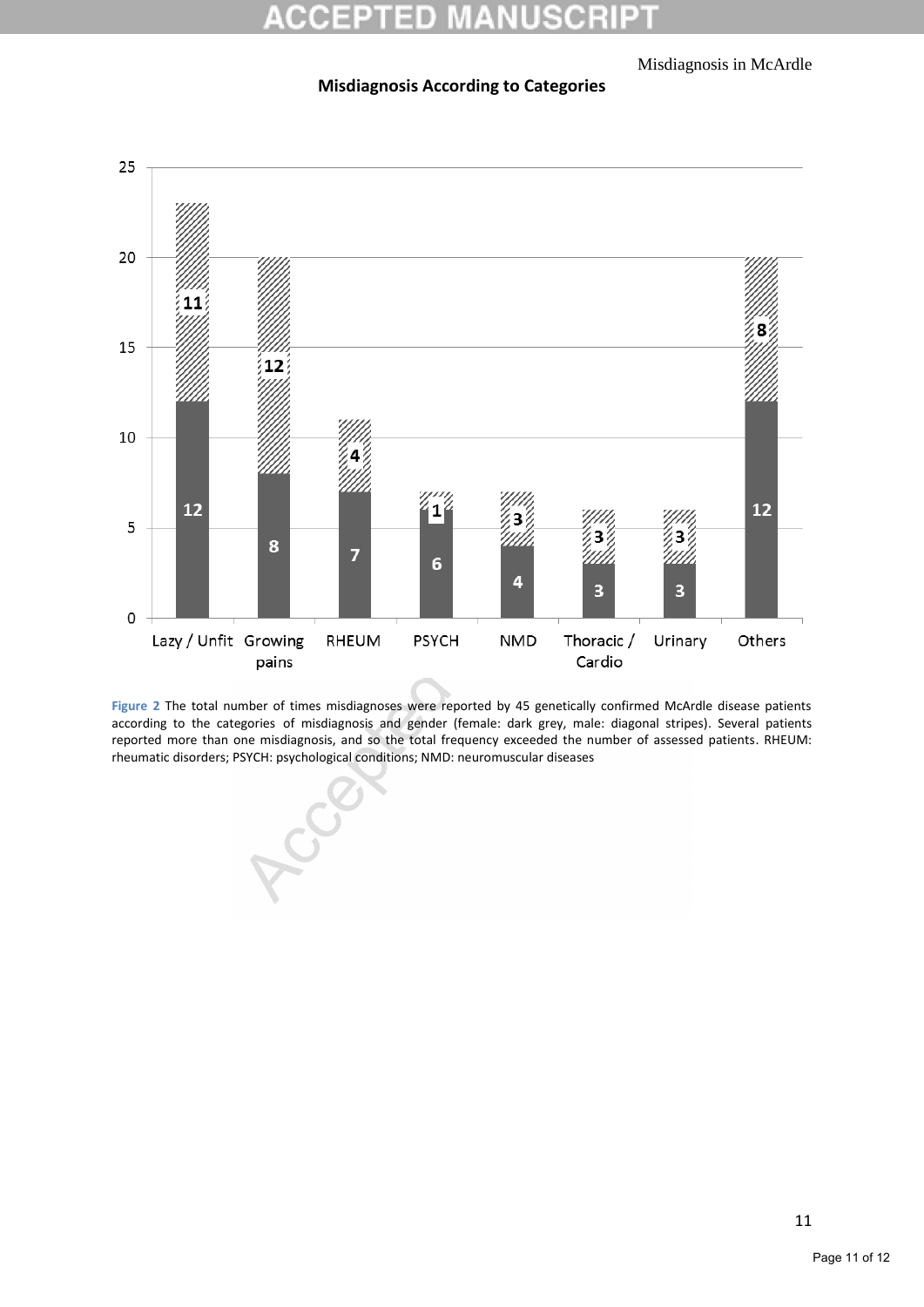**Misdiagnosis According to Categories**

| Category | Female | Male | Total |
|---|---|---|---|
| Lazy / Unfit | 12 | 11 | 23 |
| Growing pains | 8 | 12 | 20 |
| RHEUM | 7 | 4 | 11 |
| PSYCH | 6 | 1 | 7 |
| NMD | 4 | 3 | 7 |
| Thoracic / Cardio | 3 | 3 | 6 |
| Urinary | 3 | 3 | 6 |
| Others | 12 | 8 | 20 |

**Figure 2** The total number of times misdiagnoses were reported by 45 genetically confirmed McArdle disease patients according to the categories of misdiagnosis and gender (female: dark grey, male: diagonal stripes). Several patients reported more than one misdiagnosis, and so the total frequency exceeded the number of assessed patients. RHEUM: rheumatic disorders; PSYCH: psychological conditions; NMD: neuromuscular diseases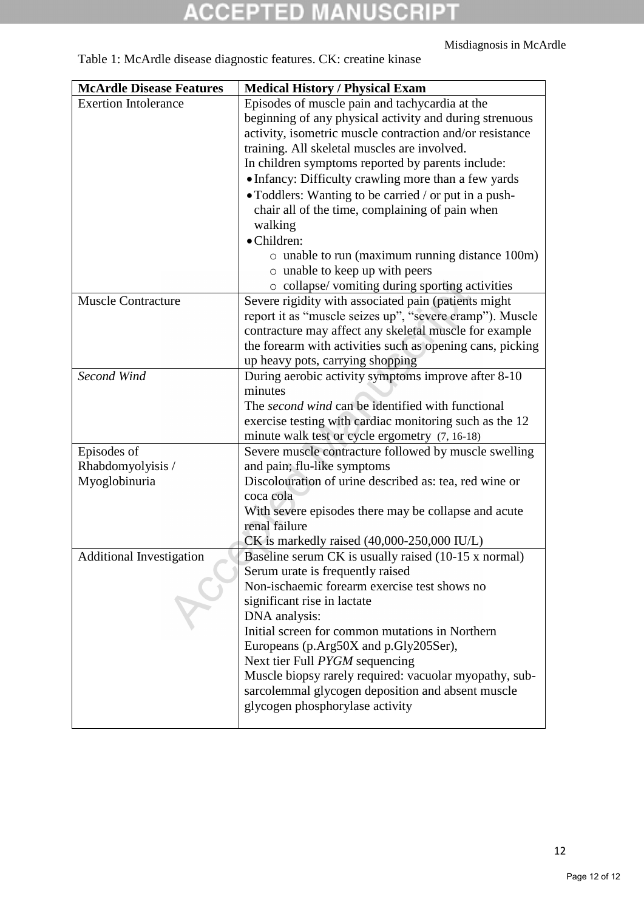Table 1: McArdle disease diagnostic features. CK: creatine kinase

| McArdle Disease Features | Medical History / Physical Exam |
|---|---|
| Exertion Intolerance | Episodes of muscle pain and tachycardia at the beginning of any physical activity and during strenuous activity, isometric muscle contraction and/or resistance training. All skeletal muscles are involved.<br>In children symptoms reported by parents include:<br>• Infancy: Difficulty crawling more than a few yards<br>• Toddlers: Wanting to be carried / or put in a push-chair all of the time, complaining of pain when walking<br>• Children:<br>o unable to run (maximum running distance 100m)<br>o unable to keep up with peers<br>o collapse/ vomiting during sporting activities |
| Muscle Contracture | Severe rigidity with associated pain (patients might report it as "muscle seizes up", "severe cramp"). Muscle contracture may affect any skeletal muscle for example the forearm with activities such as opening cans, picking up heavy pots, carrying shopping |
| *Second Wind* | During aerobic activity symptoms improve after 8-10 minutes<br>The *second wind* can be identified with functional exercise testing with cardiac monitoring such as the 12 minute walk test or cycle ergometry (7, 16-18) |
| Episodes of Rhabdomyolyisis / Myoglobinuria | Severe muscle contracture followed by muscle swelling and pain; flu-like symptoms<br>Discolouration of urine described as: tea, red wine or coca cola<br>With severe episodes there may be collapse and acute renal failure<br>CK is markedly raised (40,000-250,000 IU/L) |
| Additional Investigation | Baseline serum CK is usually raised (10-15 x normal)<br>Serum urate is frequently raised<br>Non-ischaemic forearm exercise test shows no significant rise in lactate<br>DNA analysis:<br>Initial screen for common mutations in Northern Europeans (p.Arg50X and p.Gly205Ser),<br>Next tier Full *PYGM* sequencing<br>Muscle biopsy rarely required: vacuolar myopathy, sub-sarcolemmal glycogen deposition and absent muscle glycogen phosphorylase activity |